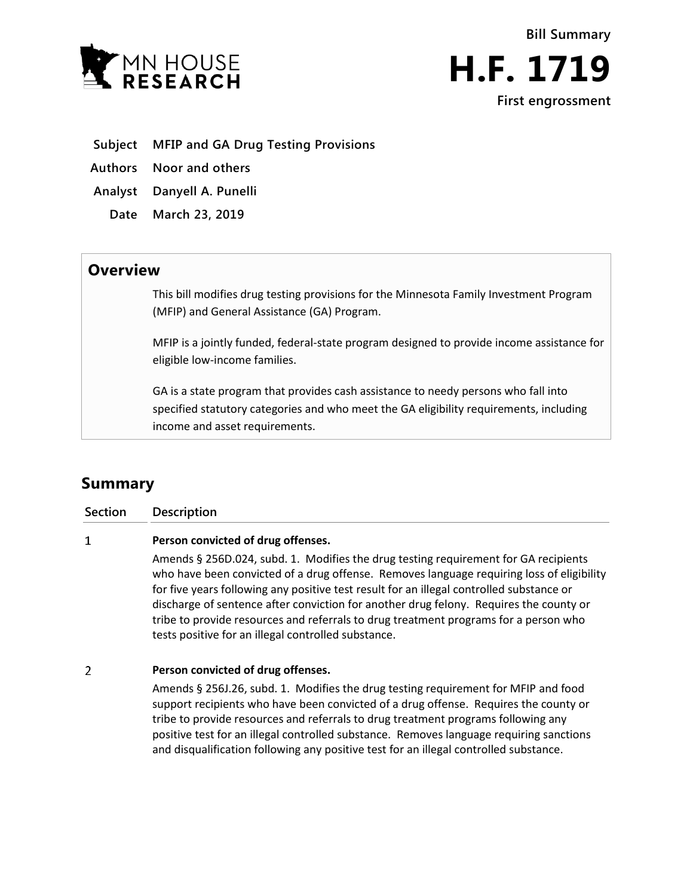MN HOUSE RESEARCH

Bill Summary

# H.F. 1719

First engrossment

**Subject** MFIP and GA Drug Testing Provisions

**Authors** Noor and others

**Analyst** Danyell A. Punelli

**Date** March 23, 2019

## Overview

This bill modifies drug testing provisions for the Minnesota Family Investment Program (MFIP) and General Assistance (GA) Program.

MFIP is a jointly funded, federal-state program designed to provide income assistance for eligible low-income families.

GA is a state program that provides cash assistance to needy persons who fall into specified statutory categories and who meet the GA eligibility requirements, including income and asset requirements.

## Summary

| Section | Description |
|---|---|
| 1 | **Person convicted of drug offenses.** Amends § 256D.024, subd. 1. Modifies the drug testing requirement for GA recipients who have been convicted of a drug offense. Removes language requiring loss of eligibility for five years following any positive test result for an illegal controlled substance or discharge of sentence after conviction for another drug felony. Requires the county or tribe to provide resources and referrals to drug treatment programs for a person who tests positive for an illegal controlled substance. |
| 2 | **Person convicted of drug offenses.** Amends § 256J.26, subd. 1. Modifies the drug testing requirement for MFIP and food support recipients who have been convicted of a drug offense. Requires the county or tribe to provide resources and referrals to drug treatment programs following any positive test for an illegal controlled substance. Removes language requiring sanctions and disqualification following any positive test for an illegal controlled substance. |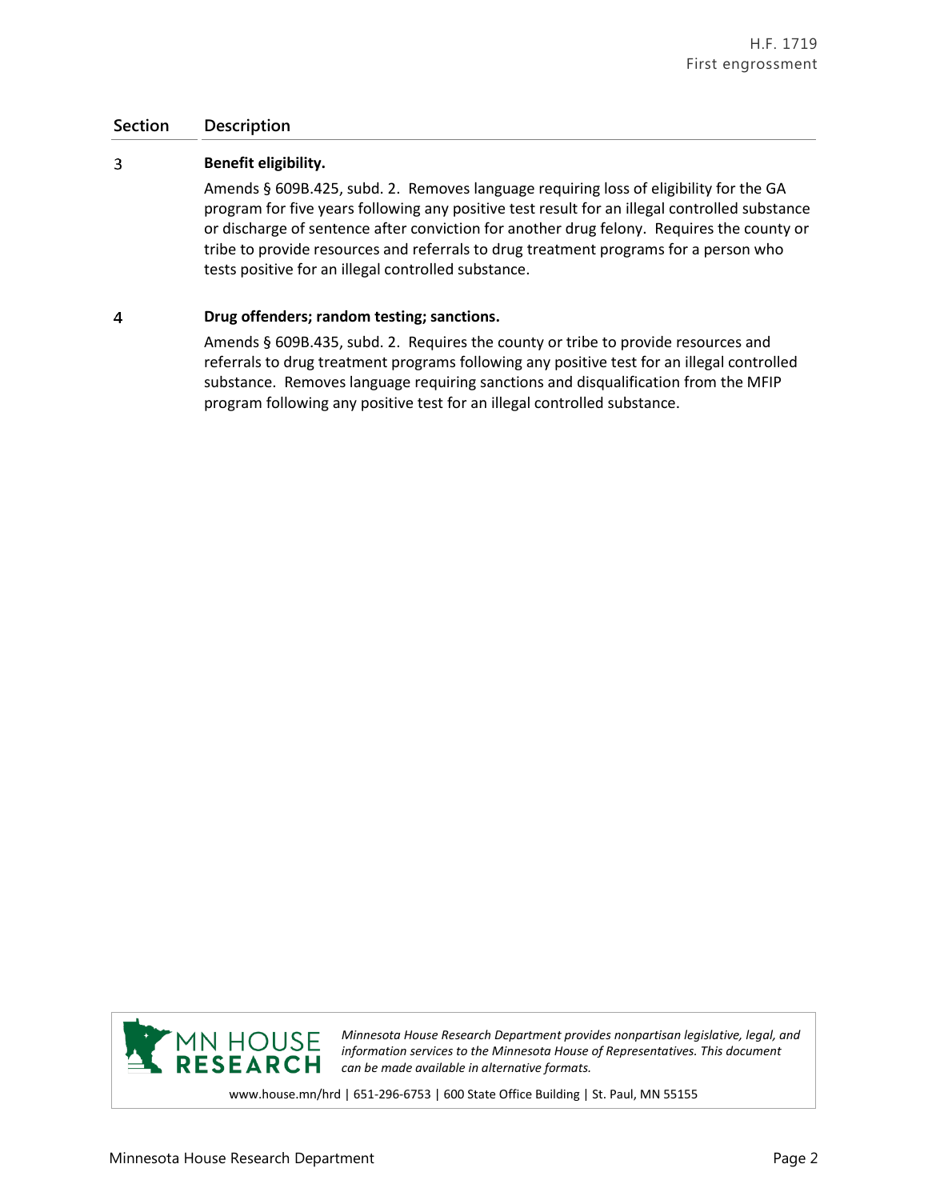| Section | Description |
| --- | --- |
| 3 | **Benefit eligibility.**<br>Amends § 609B.425, subd. 2. Removes language requiring loss of eligibility for the GA program for five years following any positive test result for an illegal controlled substance or discharge of sentence after conviction for another drug felony. Requires the county or tribe to provide resources and referrals to drug treatment programs for a person who tests positive for an illegal controlled substance. |
| 4 | **Drug offenders; random testing; sanctions.**<br>Amends § 609B.435, subd. 2. Requires the county or tribe to provide resources and referrals to drug treatment programs following any positive test for an illegal controlled substance. Removes language requiring sanctions and disqualification from the MFIP program following any positive test for an illegal controlled substance. |

MN HOUSE RESEARCH

*Minnesota House Research Department provides nonpartisan legislative, legal, and information services to the Minnesota House of Representatives. This document can be made available in alternative formats.*

www.house.mn/hrd | 651-296-6753 | 600 State Office Building | St. Paul, MN 55155